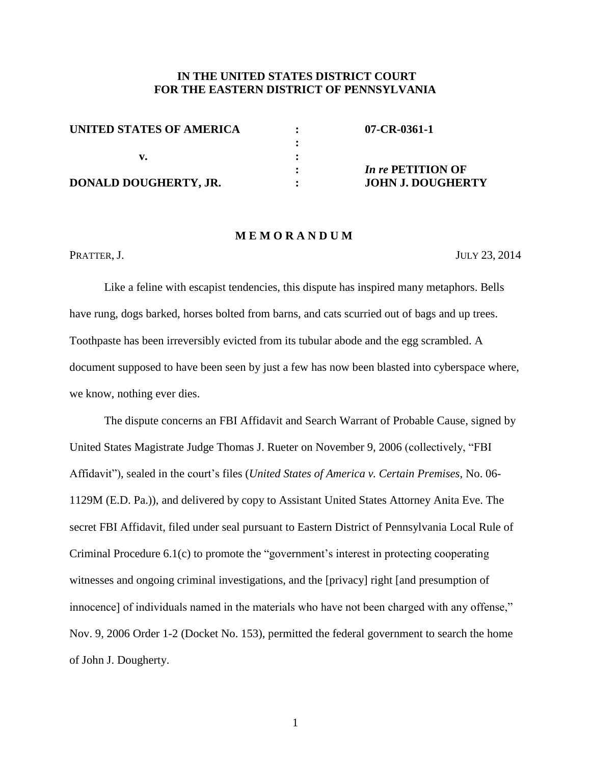**IN THE UNITED STATES DISTRICT COURT**
**FOR THE EASTERN DISTRICT OF PENNSYLVANIA**

| | | |
|---|---|---|
| **UNITED STATES OF AMERICA** | : | **07-CR-0361-1** |
| | : | |
| **v.** | : | |
| | : | ***In re* PETITION OF** |
| **DONALD DOUGHERTY, JR.** | : | **JOHN J. DOUGHERTY** |

## M E M O R A N D U M

PRATTER, J. JULY 23, 2014

Like a feline with escapist tendencies, this dispute has inspired many metaphors. Bells have rung, dogs barked, horses bolted from barns, and cats scurried out of bags and up trees. Toothpaste has been irreversibly evicted from its tubular abode and the egg scrambled. A document supposed to have been seen by just a few has now been blasted into cyberspace where, we know, nothing ever dies.

The dispute concerns an FBI Affidavit and Search Warrant of Probable Cause, signed by United States Magistrate Judge Thomas J. Rueter on November 9, 2006 (collectively, "FBI Affidavit"), sealed in the court's files (*United States of America v. Certain Premises*, No. 06-1129M (E.D. Pa.)), and delivered by copy to Assistant United States Attorney Anita Eve. The secret FBI Affidavit, filed under seal pursuant to Eastern District of Pennsylvania Local Rule of Criminal Procedure 6.1(c) to promote the "government's interest in protecting cooperating witnesses and ongoing criminal investigations, and the [privacy] right [and presumption of innocence] of individuals named in the materials who have not been charged with any offense," Nov. 9, 2006 Order 1-2 (Docket No. 153), permitted the federal government to search the home of John J. Dougherty.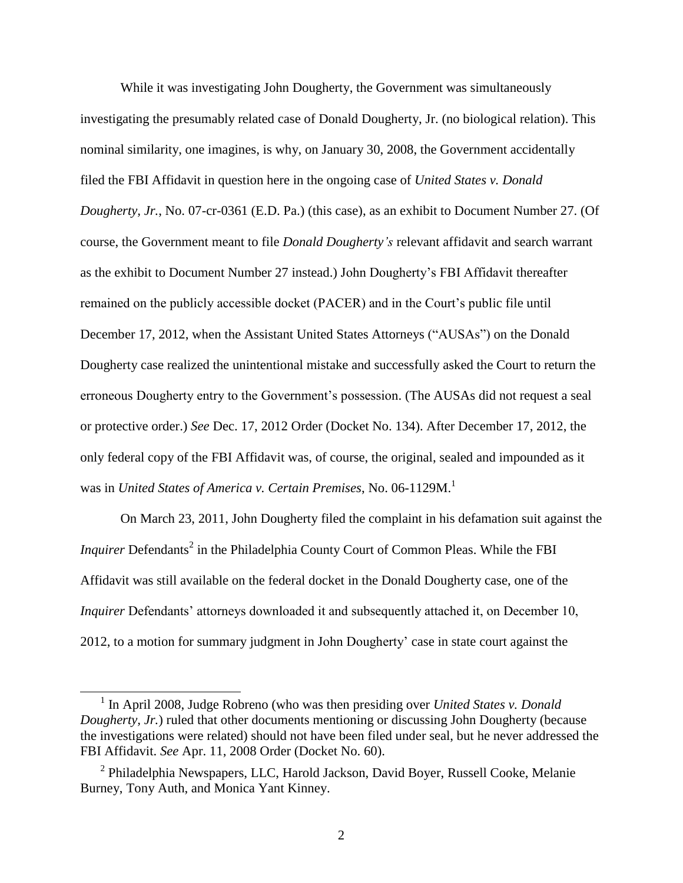While it was investigating John Dougherty, the Government was simultaneously investigating the presumably related case of Donald Dougherty, Jr. (no biological relation). This nominal similarity, one imagines, is why, on January 30, 2008, the Government accidentally filed the FBI Affidavit in question here in the ongoing case of *United States v. Donald Dougherty, Jr.*, No. 07-cr-0361 (E.D. Pa.) (this case), as an exhibit to Document Number 27. (Of course, the Government meant to file *Donald Dougherty's* relevant affidavit and search warrant as the exhibit to Document Number 27 instead.) John Dougherty's FBI Affidavit thereafter remained on the publicly accessible docket (PACER) and in the Court's public file until December 17, 2012, when the Assistant United States Attorneys ("AUSAs") on the Donald Dougherty case realized the unintentional mistake and successfully asked the Court to return the erroneous Dougherty entry to the Government's possession. (The AUSAs did not request a seal or protective order.) *See* Dec. 17, 2012 Order (Docket No. 134). After December 17, 2012, the only federal copy of the FBI Affidavit was, of course, the original, sealed and impounded as it was in *United States of America v. Certain Premises*, No. 06-1129M.[1]

On March 23, 2011, John Dougherty filed the complaint in his defamation suit against the *Inquirer* Defendants[2] in the Philadelphia County Court of Common Pleas. While the FBI Affidavit was still available on the federal docket in the Donald Dougherty case, one of the *Inquirer* Defendants' attorneys downloaded it and subsequently attached it, on December 10, 2012, to a motion for summary judgment in John Dougherty' case in state court against the

[1] In April 2008, Judge Robreno (who was then presiding over *United States v. Donald Dougherty, Jr.*) ruled that other documents mentioning or discussing John Dougherty (because the investigations were related) should not have been filed under seal, but he never addressed the FBI Affidavit. *See* Apr. 11, 2008 Order (Docket No. 60).

[2] Philadelphia Newspapers, LLC, Harold Jackson, David Boyer, Russell Cooke, Melanie Burney, Tony Auth, and Monica Yant Kinney.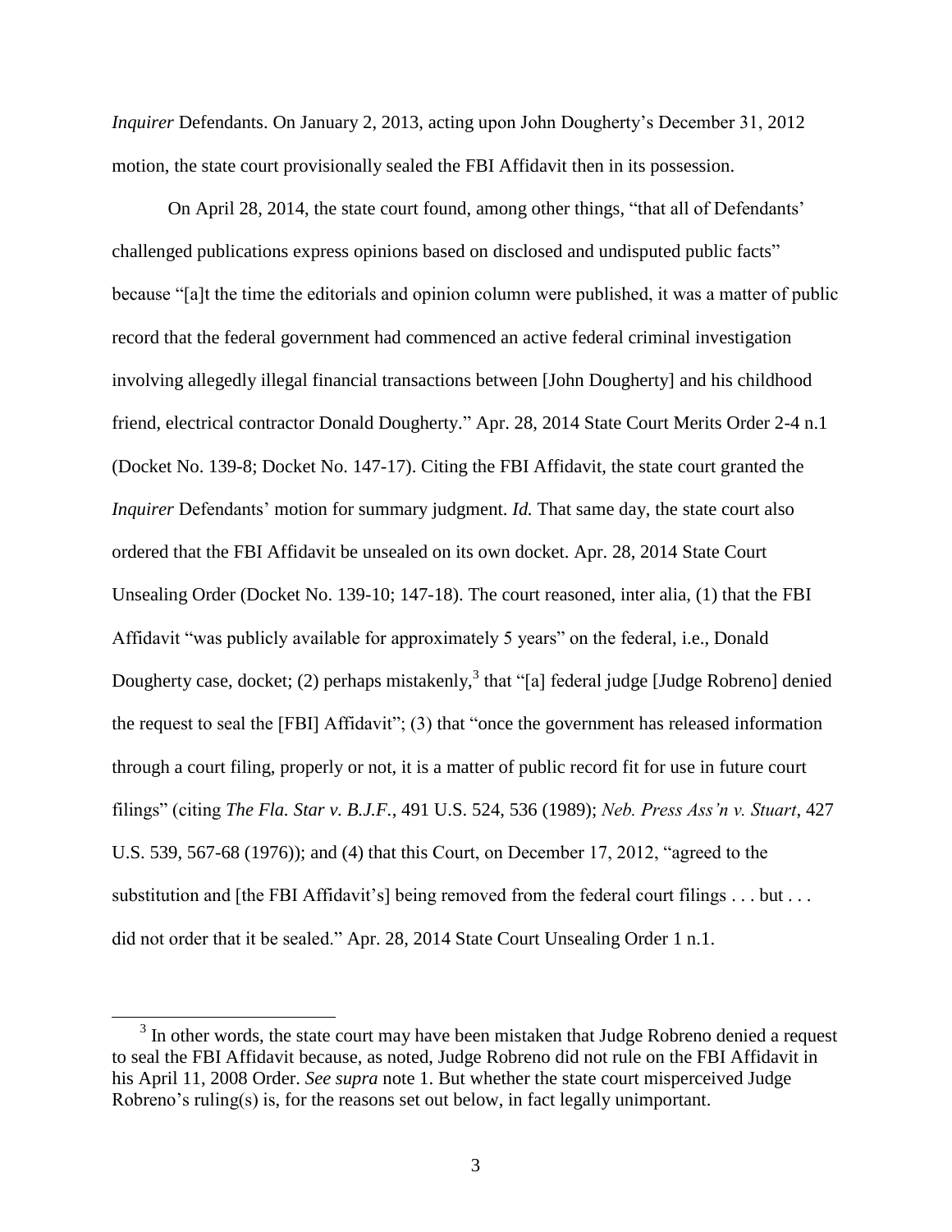*Inquirer* Defendants. On January 2, 2013, acting upon John Dougherty's December 31, 2012 motion, the state court provisionally sealed the FBI Affidavit then in its possession.

On April 28, 2014, the state court found, among other things, "that all of Defendants' challenged publications express opinions based on disclosed and undisputed public facts" because "[a]t the time the editorials and opinion column were published, it was a matter of public record that the federal government had commenced an active federal criminal investigation involving allegedly illegal financial transactions between [John Dougherty] and his childhood friend, electrical contractor Donald Dougherty." Apr. 28, 2014 State Court Merits Order 2-4 n.1 (Docket No. 139-8; Docket No. 147-17). Citing the FBI Affidavit, the state court granted the *Inquirer* Defendants' motion for summary judgment. *Id.* That same day, the state court also ordered that the FBI Affidavit be unsealed on its own docket. Apr. 28, 2014 State Court Unsealing Order (Docket No. 139-10; 147-18). The court reasoned, inter alia, (1) that the FBI Affidavit "was publicly available for approximately 5 years" on the federal, i.e., Donald Dougherty case, docket; (2) perhaps mistakenly,[3] that "[a] federal judge [Judge Robreno] denied the request to seal the [FBI] Affidavit"; (3) that "once the government has released information through a court filing, properly or not, it is a matter of public record fit for use in future court filings" (citing *The Fla. Star v. B.J.F.*, 491 U.S. 524, 536 (1989); *Neb. Press Ass'n v. Stuart*, 427 U.S. 539, 567-68 (1976)); and (4) that this Court, on December 17, 2012, "agreed to the substitution and [the FBI Affidavit's] being removed from the federal court filings . . . but . . . did not order that it be sealed." Apr. 28, 2014 State Court Unsealing Order 1 n.1.

[3] In other words, the state court may have been mistaken that Judge Robreno denied a request to seal the FBI Affidavit because, as noted, Judge Robreno did not rule on the FBI Affidavit in his April 11, 2008 Order. *See supra* note 1. But whether the state court misperceived Judge Robreno's ruling(s) is, for the reasons set out below, in fact legally unimportant.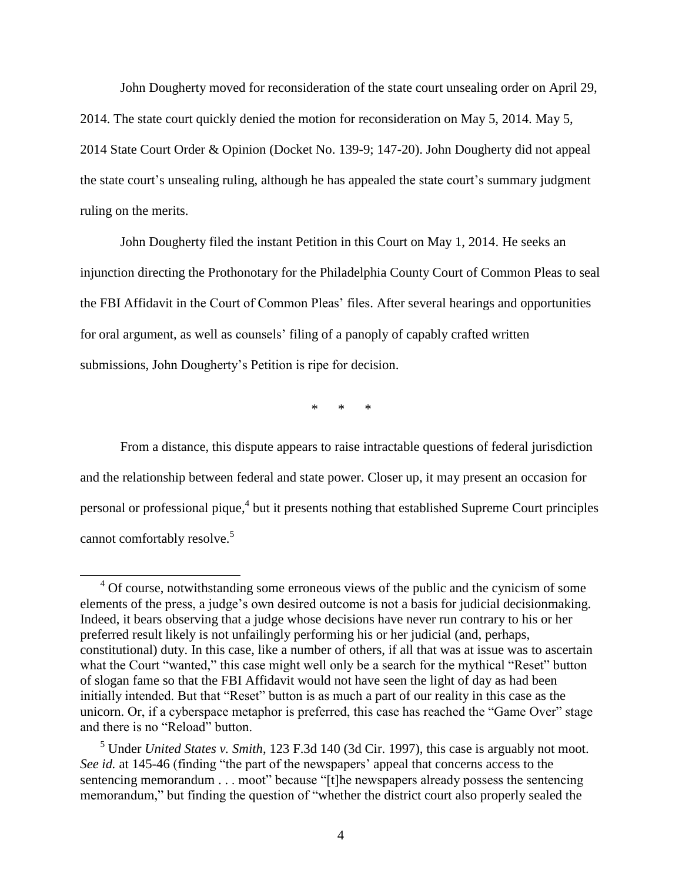John Dougherty moved for reconsideration of the state court unsealing order on April 29, 2014. The state court quickly denied the motion for reconsideration on May 5, 2014. May 5, 2014 State Court Order & Opinion (Docket No. 139-9; 147-20). John Dougherty did not appeal the state court's unsealing ruling, although he has appealed the state court's summary judgment ruling on the merits.

John Dougherty filed the instant Petition in this Court on May 1, 2014. He seeks an injunction directing the Prothonotary for the Philadelphia County Court of Common Pleas to seal the FBI Affidavit in the Court of Common Pleas' files. After several hearings and opportunities for oral argument, as well as counsels' filing of a panoply of capably crafted written submissions, John Dougherty's Petition is ripe for decision.

\* \* \*

From a distance, this dispute appears to raise intractable questions of federal jurisdiction and the relationship between federal and state power. Closer up, it may present an occasion for personal or professional pique,[4] but it presents nothing that established Supreme Court principles cannot comfortably resolve.[5]

---

[4] Of course, notwithstanding some erroneous views of the public and the cynicism of some elements of the press, a judge's own desired outcome is not a basis for judicial decisionmaking. Indeed, it bears observing that a judge whose decisions have never run contrary to his or her preferred result likely is not unfailingly performing his or her judicial (and, perhaps, constitutional) duty. In this case, like a number of others, if all that was at issue was to ascertain what the Court "wanted," this case might well only be a search for the mythical "Reset" button of slogan fame so that the FBI Affidavit would not have seen the light of day as had been initially intended. But that "Reset" button is as much a part of our reality in this case as the unicorn. Or, if a cyberspace metaphor is preferred, this case has reached the "Game Over" stage and there is no "Reload" button.

[5] Under *United States v. Smith*, 123 F.3d 140 (3d Cir. 1997), this case is arguably not moot. *See id.* at 145-46 (finding "the part of the newspapers' appeal that concerns access to the sentencing memorandum . . . moot" because "[t]he newspapers already possess the sentencing memorandum," but finding the question of "whether the district court also properly sealed the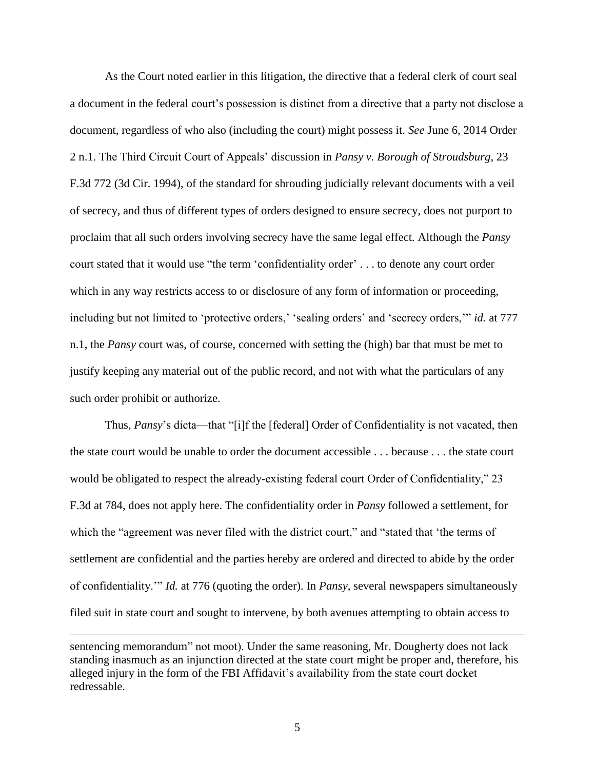As the Court noted earlier in this litigation, the directive that a federal clerk of court seal a document in the federal court's possession is distinct from a directive that a party not disclose a document, regardless of who also (including the court) might possess it. *See* June 6, 2014 Order 2 n.1. The Third Circuit Court of Appeals' discussion in *Pansy v. Borough of Stroudsburg*, 23 F.3d 772 (3d Cir. 1994), of the standard for shrouding judicially relevant documents with a veil of secrecy, and thus of different types of orders designed to ensure secrecy, does not purport to proclaim that all such orders involving secrecy have the same legal effect. Although the *Pansy* court stated that it would use "the term 'confidentiality order' . . . to denote any court order which in any way restricts access to or disclosure of any form of information or proceeding, including but not limited to 'protective orders,' 'sealing orders' and 'secrecy orders,'" *id.* at 777 n.1, the *Pansy* court was, of course, concerned with setting the (high) bar that must be met to justify keeping any material out of the public record, and not with what the particulars of any such order prohibit or authorize.

Thus, *Pansy*'s dicta—that "[i]f the [federal] Order of Confidentiality is not vacated, then the state court would be unable to order the document accessible . . . because . . . the state court would be obligated to respect the already-existing federal court Order of Confidentiality," 23 F.3d at 784, does not apply here. The confidentiality order in *Pansy* followed a settlement, for which the "agreement was never filed with the district court," and "stated that 'the terms of settlement are confidential and the parties hereby are ordered and directed to abide by the order of confidentiality.'" *Id.* at 776 (quoting the order). In *Pansy*, several newspapers simultaneously filed suit in state court and sought to intervene, by both avenues attempting to obtain access to

---

sentencing memorandum" not moot). Under the same reasoning, Mr. Dougherty does not lack standing inasmuch as an injunction directed at the state court might be proper and, therefore, his alleged injury in the form of the FBI Affidavit's availability from the state court docket redressable.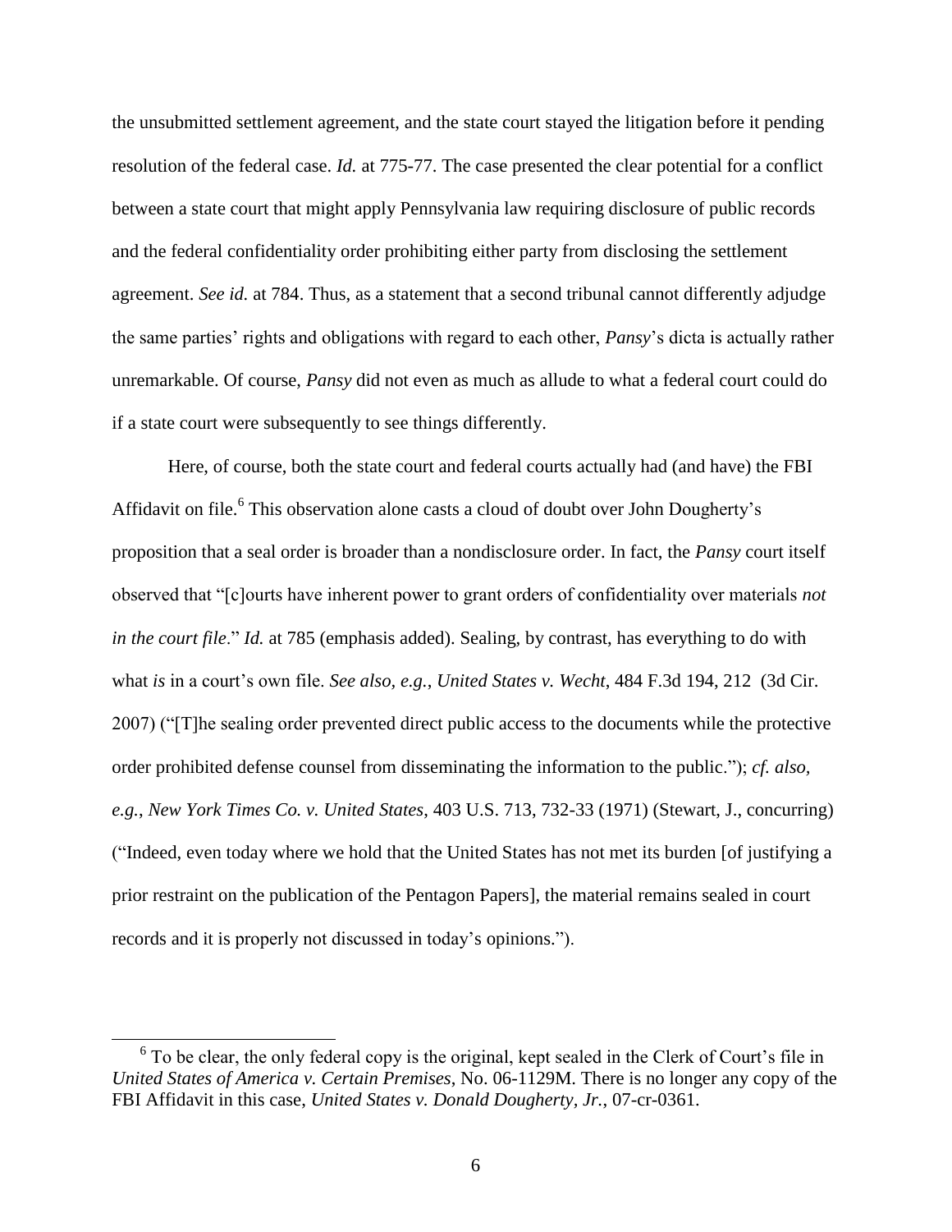the unsubmitted settlement agreement, and the state court stayed the litigation before it pending resolution of the federal case. *Id.* at 775-77. The case presented the clear potential for a conflict between a state court that might apply Pennsylvania law requiring disclosure of public records and the federal confidentiality order prohibiting either party from disclosing the settlement agreement. *See id.* at 784. Thus, as a statement that a second tribunal cannot differently adjudge the same parties' rights and obligations with regard to each other, *Pansy*'s dicta is actually rather unremarkable. Of course, *Pansy* did not even as much as allude to what a federal court could do if a state court were subsequently to see things differently.

Here, of course, both the state court and federal courts actually had (and have) the FBI Affidavit on file.[6] This observation alone casts a cloud of doubt over John Dougherty's proposition that a seal order is broader than a nondisclosure order. In fact, the *Pansy* court itself observed that "[c]ourts have inherent power to grant orders of confidentiality over materials *not in the court file*." *Id.* at 785 (emphasis added). Sealing, by contrast, has everything to do with what *is* in a court's own file. *See also, e.g.*, *United States v. Wecht*, 484 F.3d 194, 212 (3d Cir. 2007) ("[T]he sealing order prevented direct public access to the documents while the protective order prohibited defense counsel from disseminating the information to the public."); *cf. also, e.g.*, *New York Times Co. v. United States*, 403 U.S. 713, 732-33 (1971) (Stewart, J., concurring) ("Indeed, even today where we hold that the United States has not met its burden [of justifying a prior restraint on the publication of the Pentagon Papers], the material remains sealed in court records and it is properly not discussed in today's opinions.").

---

[6] To be clear, the only federal copy is the original, kept sealed in the Clerk of Court's file in *United States of America v. Certain Premises*, No. 06-1129M. There is no longer any copy of the FBI Affidavit in this case, *United States v. Donald Dougherty, Jr.*, 07-cr-0361.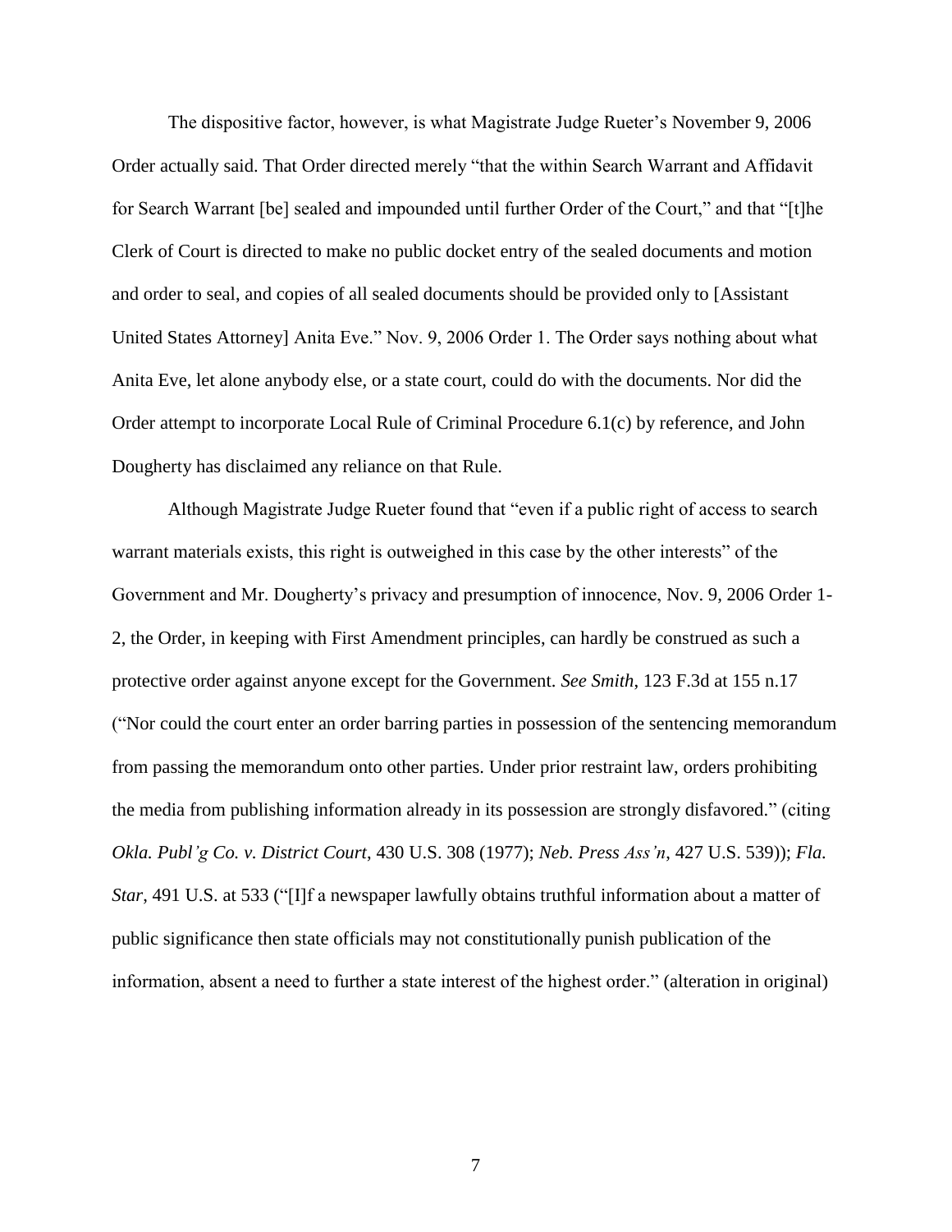The dispositive factor, however, is what Magistrate Judge Rueter's November 9, 2006 Order actually said. That Order directed merely "that the within Search Warrant and Affidavit for Search Warrant [be] sealed and impounded until further Order of the Court," and that "[t]he Clerk of Court is directed to make no public docket entry of the sealed documents and motion and order to seal, and copies of all sealed documents should be provided only to [Assistant United States Attorney] Anita Eve." Nov. 9, 2006 Order 1. The Order says nothing about what Anita Eve, let alone anybody else, or a state court, could do with the documents. Nor did the Order attempt to incorporate Local Rule of Criminal Procedure 6.1(c) by reference, and John Dougherty has disclaimed any reliance on that Rule.

Although Magistrate Judge Rueter found that "even if a public right of access to search warrant materials exists, this right is outweighed in this case by the other interests" of the Government and Mr. Dougherty's privacy and presumption of innocence, Nov. 9, 2006 Order 1-2, the Order, in keeping with First Amendment principles, can hardly be construed as such a protective order against anyone except for the Government. *See Smith*, 123 F.3d at 155 n.17 ("Nor could the court enter an order barring parties in possession of the sentencing memorandum from passing the memorandum onto other parties. Under prior restraint law, orders prohibiting the media from publishing information already in its possession are strongly disfavored." (citing *Okla. Publ'g Co. v. District Court*, 430 U.S. 308 (1977); *Neb. Press Ass'n*, 427 U.S. 539)); *Fla. Star*, 491 U.S. at 533 ("[I]f a newspaper lawfully obtains truthful information about a matter of public significance then state officials may not constitutionally punish publication of the information, absent a need to further a state interest of the highest order." (alteration in original)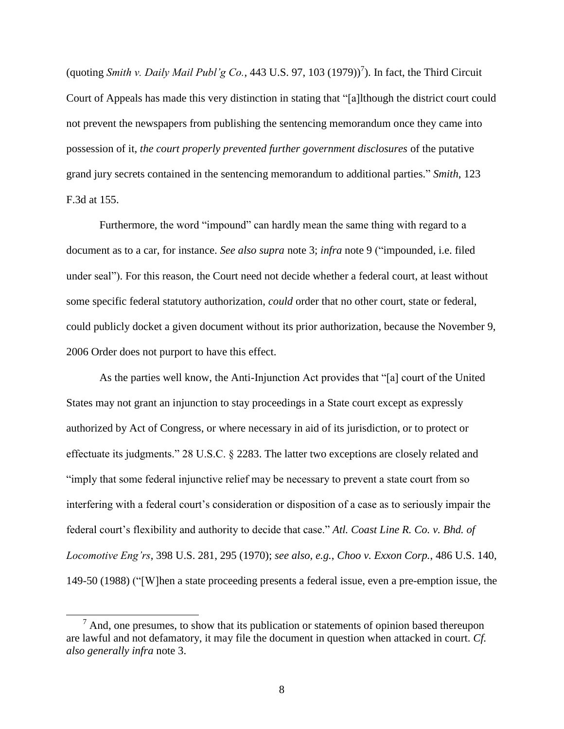(quoting *Smith v. Daily Mail Publ'g Co.*, 443 U.S. 97, 103 (1979))[7]). In fact, the Third Circuit Court of Appeals has made this very distinction in stating that "[a]lthough the district court could not prevent the newspapers from publishing the sentencing memorandum once they came into possession of it, *the court properly prevented further government disclosures* of the putative grand jury secrets contained in the sentencing memorandum to additional parties." *Smith*, 123 F.3d at 155.

Furthermore, the word "impound" can hardly mean the same thing with regard to a document as to a car, for instance. *See also supra* note 3; *infra* note 9 ("impounded, i.e. filed under seal"). For this reason, the Court need not decide whether a federal court, at least without some specific federal statutory authorization, *could* order that no other court, state or federal, could publicly docket a given document without its prior authorization, because the November 9, 2006 Order does not purport to have this effect.

As the parties well know, the Anti-Injunction Act provides that "[a] court of the United States may not grant an injunction to stay proceedings in a State court except as expressly authorized by Act of Congress, or where necessary in aid of its jurisdiction, or to protect or effectuate its judgments." 28 U.S.C. § 2283. The latter two exceptions are closely related and "imply that some federal injunctive relief may be necessary to prevent a state court from so interfering with a federal court's consideration or disposition of a case as to seriously impair the federal court's flexibility and authority to decide that case." *Atl. Coast Line R. Co. v. Bhd. of Locomotive Eng'rs*, 398 U.S. 281, 295 (1970); *see also, e.g.*, *Choo v. Exxon Corp.*, 486 U.S. 140, 149-50 (1988) ("[W]hen a state proceeding presents a federal issue, even a pre-emption issue, the

---

[7] And, one presumes, to show that its publication or statements of opinion based thereupon are lawful and not defamatory, it may file the document in question when attacked in court. *Cf. also generally infra* note 3.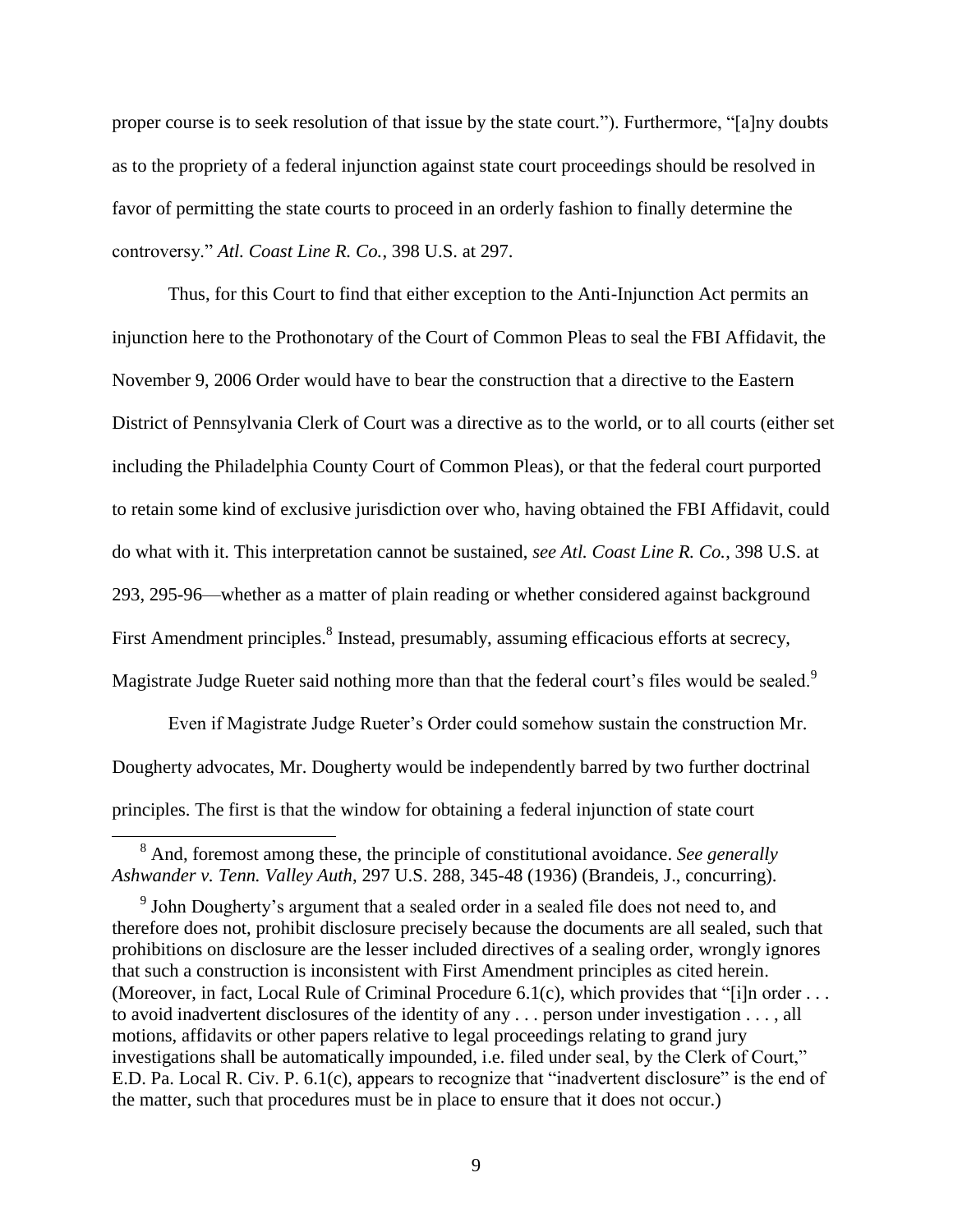proper course is to seek resolution of that issue by the state court."). Furthermore, "[a]ny doubts as to the propriety of a federal injunction against state court proceedings should be resolved in favor of permitting the state courts to proceed in an orderly fashion to finally determine the controversy." *Atl. Coast Line R. Co.*, 398 U.S. at 297.

Thus, for this Court to find that either exception to the Anti-Injunction Act permits an injunction here to the Prothonotary of the Court of Common Pleas to seal the FBI Affidavit, the November 9, 2006 Order would have to bear the construction that a directive to the Eastern District of Pennsylvania Clerk of Court was a directive as to the world, or to all courts (either set including the Philadelphia County Court of Common Pleas), or that the federal court purported to retain some kind of exclusive jurisdiction over who, having obtained the FBI Affidavit, could do what with it. This interpretation cannot be sustained, *see Atl. Coast Line R. Co.*, 398 U.S. at 293, 295-96—whether as a matter of plain reading or whether considered against background First Amendment principles.[8] Instead, presumably, assuming efficacious efforts at secrecy, Magistrate Judge Rueter said nothing more than that the federal court's files would be sealed.[9]

Even if Magistrate Judge Rueter's Order could somehow sustain the construction Mr. Dougherty advocates, Mr. Dougherty would be independently barred by two further doctrinal principles. The first is that the window for obtaining a federal injunction of state court

[8] And, foremost among these, the principle of constitutional avoidance. *See generally Ashwander v. Tenn. Valley Auth*, 297 U.S. 288, 345-48 (1936) (Brandeis, J., concurring).

[9] John Dougherty's argument that a sealed order in a sealed file does not need to, and therefore does not, prohibit disclosure precisely because the documents are all sealed, such that prohibitions on disclosure are the lesser included directives of a sealing order, wrongly ignores that such a construction is inconsistent with First Amendment principles as cited herein. (Moreover, in fact, Local Rule of Criminal Procedure 6.1(c), which provides that "[i]n order . . . to avoid inadvertent disclosures of the identity of any . . . person under investigation . . . , all motions, affidavits or other papers relative to legal proceedings relating to grand jury investigations shall be automatically impounded, i.e. filed under seal, by the Clerk of Court," E.D. Pa. Local R. Civ. P. 6.1(c), appears to recognize that "inadvertent disclosure" is the end of the matter, such that procedures must be in place to ensure that it does not occur.)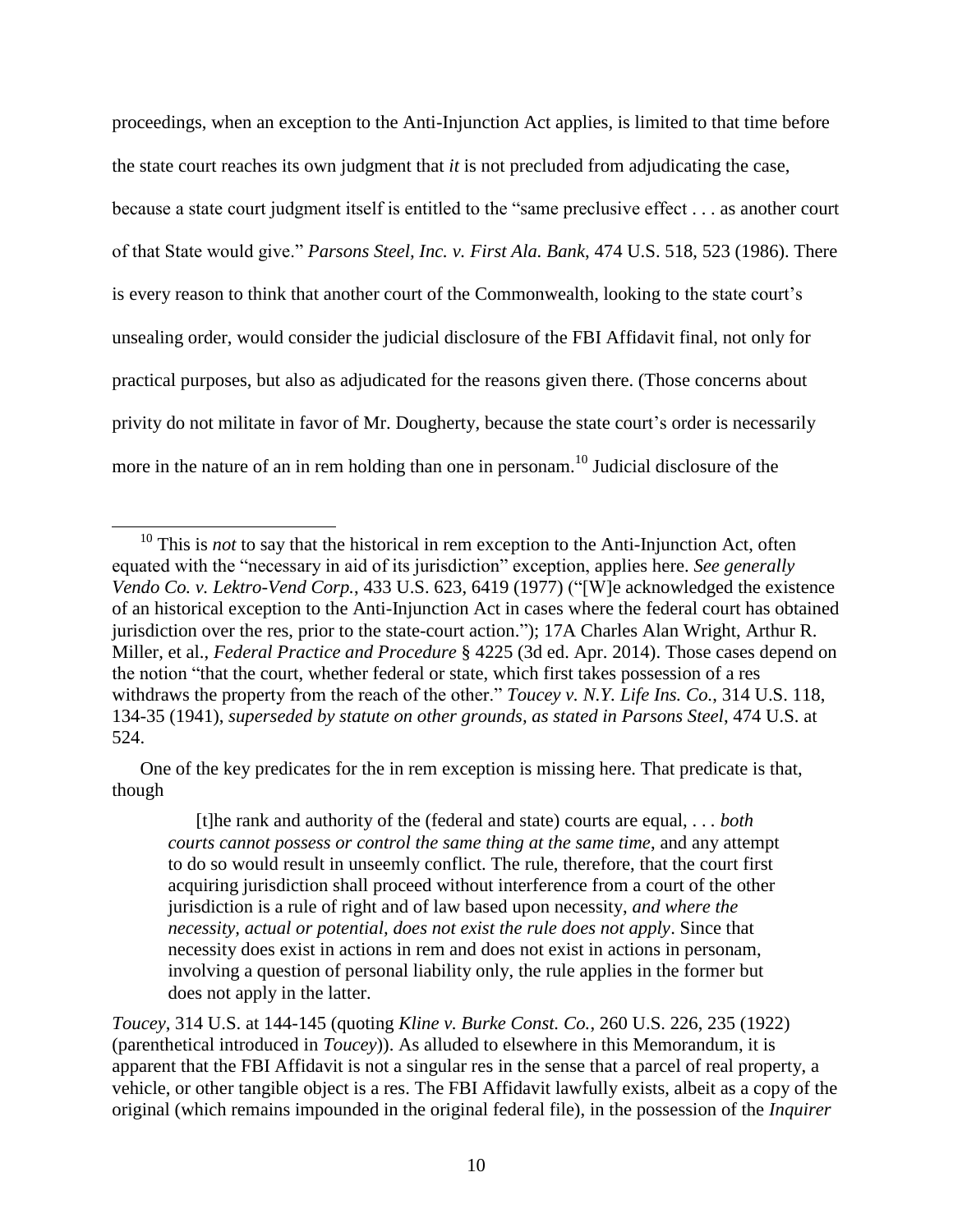proceedings, when an exception to the Anti-Injunction Act applies, is limited to that time before the state court reaches its own judgment that *it* is not precluded from adjudicating the case, because a state court judgment itself is entitled to the "same preclusive effect . . . as another court of that State would give." *Parsons Steel, Inc. v. First Ala. Bank*, 474 U.S. 518, 523 (1986). There is every reason to think that another court of the Commonwealth, looking to the state court's unsealing order, would consider the judicial disclosure of the FBI Affidavit final, not only for practical purposes, but also as adjudicated for the reasons given there. (Those concerns about privity do not militate in favor of Mr. Dougherty, because the state court's order is necessarily more in the nature of an in rem holding than one in personam.[10] Judicial disclosure of the

---

[10] This is *not* to say that the historical in rem exception to the Anti-Injunction Act, often equated with the "necessary in aid of its jurisdiction" exception, applies here. *See generally Vendo Co. v. Lektro-Vend Corp.*, 433 U.S. 623, 6419 (1977) ("[W]e acknowledged the existence of an historical exception to the Anti-Injunction Act in cases where the federal court has obtained jurisdiction over the res, prior to the state-court action."); 17A Charles Alan Wright, Arthur R. Miller, et al., *Federal Practice and Procedure* § 4225 (3d ed. Apr. 2014). Those cases depend on the notion "that the court, whether federal or state, which first takes possession of a res withdraws the property from the reach of the other." *Toucey v. N.Y. Life Ins. Co.*, 314 U.S. 118, 134-35 (1941), *superseded by statute on other grounds, as stated in Parsons Steel*, 474 U.S. at 524.

One of the key predicates for the in rem exception is missing here. That predicate is that, though

> [t]he rank and authority of the (federal and state) courts are equal, . . . *both courts cannot possess or control the same thing at the same time*, and any attempt to do so would result in unseemly conflict. The rule, therefore, that the court first acquiring jurisdiction shall proceed without interference from a court of the other jurisdiction is a rule of right and of law based upon necessity, *and where the necessity, actual or potential, does not exist the rule does not apply*. Since that necessity does exist in actions in rem and does not exist in actions in personam, involving a question of personal liability only, the rule applies in the former but does not apply in the latter.

*Toucey*, 314 U.S. at 144-145 (quoting *Kline v. Burke Const. Co.*, 260 U.S. 226, 235 (1922) (parenthetical introduced in *Toucey*)). As alluded to elsewhere in this Memorandum, it is apparent that the FBI Affidavit is not a singular res in the sense that a parcel of real property, a vehicle, or other tangible object is a res. The FBI Affidavit lawfully exists, albeit as a copy of the original (which remains impounded in the original federal file), in the possession of the *Inquirer*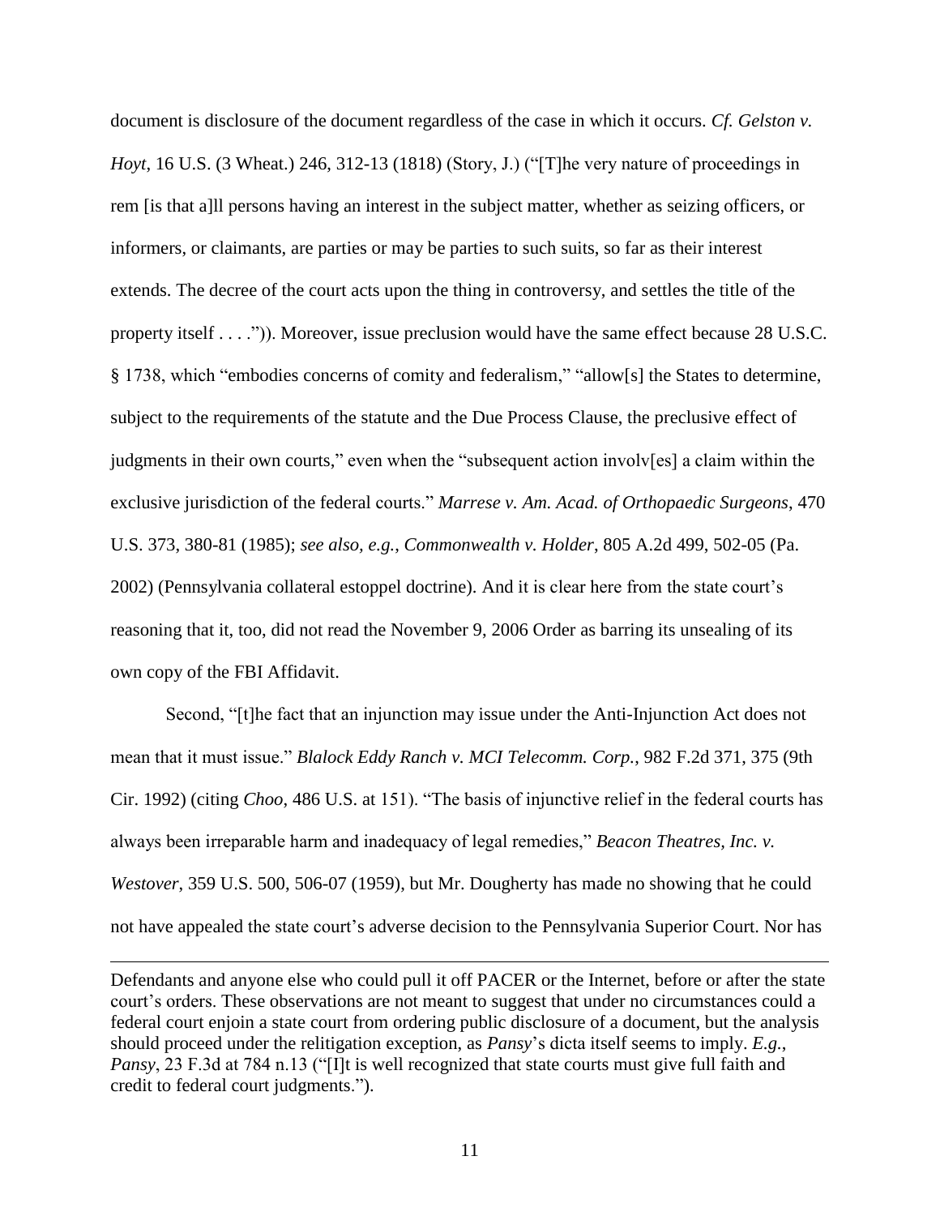document is disclosure of the document regardless of the case in which it occurs. *Cf. Gelston v. Hoyt*, 16 U.S. (3 Wheat.) 246, 312-13 (1818) (Story, J.) ("[T]he very nature of proceedings in rem [is that a]ll persons having an interest in the subject matter, whether as seizing officers, or informers, or claimants, are parties or may be parties to such suits, so far as their interest extends. The decree of the court acts upon the thing in controversy, and settles the title of the property itself . . . .")). Moreover, issue preclusion would have the same effect because 28 U.S.C. § 1738, which "embodies concerns of comity and federalism," "allow[s] the States to determine, subject to the requirements of the statute and the Due Process Clause, the preclusive effect of judgments in their own courts," even when the "subsequent action involv[es] a claim within the exclusive jurisdiction of the federal courts." *Marrese v. Am. Acad. of Orthopaedic Surgeons*, 470 U.S. 373, 380-81 (1985); *see also, e.g.*, *Commonwealth v. Holder*, 805 A.2d 499, 502-05 (Pa. 2002) (Pennsylvania collateral estoppel doctrine). And it is clear here from the state court's reasoning that it, too, did not read the November 9, 2006 Order as barring its unsealing of its own copy of the FBI Affidavit.

Second, "[t]he fact that an injunction may issue under the Anti-Injunction Act does not mean that it must issue." *Blalock Eddy Ranch v. MCI Telecomm. Corp.*, 982 F.2d 371, 375 (9th Cir. 1992) (citing *Choo*, 486 U.S. at 151). "The basis of injunctive relief in the federal courts has always been irreparable harm and inadequacy of legal remedies," *Beacon Theatres, Inc. v. Westover*, 359 U.S. 500, 506-07 (1959), but Mr. Dougherty has made no showing that he could not have appealed the state court's adverse decision to the Pennsylvania Superior Court. Nor has

---

Defendants and anyone else who could pull it off PACER or the Internet, before or after the state court's orders. These observations are not meant to suggest that under no circumstances could a federal court enjoin a state court from ordering public disclosure of a document, but the analysis should proceed under the relitigation exception, as *Pansy*'s dicta itself seems to imply. *E.g.*, *Pansy*, 23 F.3d at 784 n.13 ("[I]t is well recognized that state courts must give full faith and credit to federal court judgments.").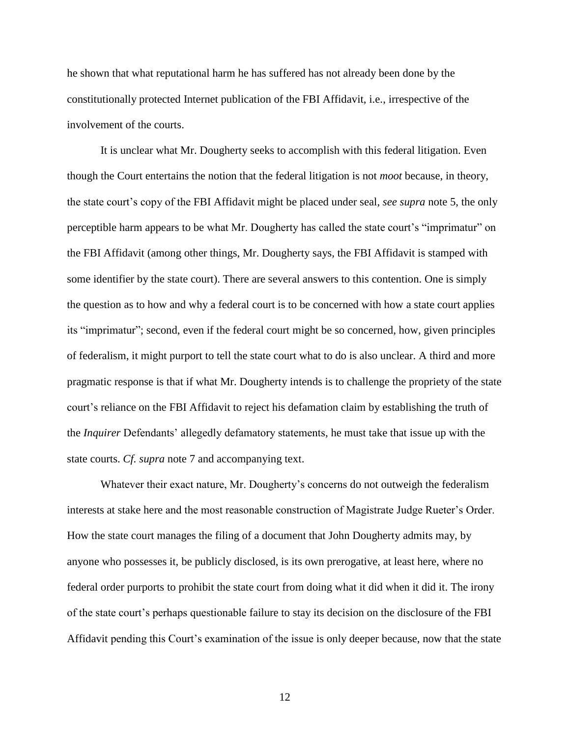he shown that what reputational harm he has suffered has not already been done by the constitutionally protected Internet publication of the FBI Affidavit, i.e., irrespective of the involvement of the courts.

It is unclear what Mr. Dougherty seeks to accomplish with this federal litigation. Even though the Court entertains the notion that the federal litigation is not *moot* because, in theory, the state court's copy of the FBI Affidavit might be placed under seal, *see supra* note 5, the only perceptible harm appears to be what Mr. Dougherty has called the state court's "imprimatur" on the FBI Affidavit (among other things, Mr. Dougherty says, the FBI Affidavit is stamped with some identifier by the state court). There are several answers to this contention. One is simply the question as to how and why a federal court is to be concerned with how a state court applies its "imprimatur"; second, even if the federal court might be so concerned, how, given principles of federalism, it might purport to tell the state court what to do is also unclear. A third and more pragmatic response is that if what Mr. Dougherty intends is to challenge the propriety of the state court's reliance on the FBI Affidavit to reject his defamation claim by establishing the truth of the *Inquirer* Defendants' allegedly defamatory statements, he must take that issue up with the state courts. *Cf. supra* note 7 and accompanying text.

Whatever their exact nature, Mr. Dougherty's concerns do not outweigh the federalism interests at stake here and the most reasonable construction of Magistrate Judge Rueter's Order. How the state court manages the filing of a document that John Dougherty admits may, by anyone who possesses it, be publicly disclosed, is its own prerogative, at least here, where no federal order purports to prohibit the state court from doing what it did when it did it. The irony of the state court's perhaps questionable failure to stay its decision on the disclosure of the FBI Affidavit pending this Court's examination of the issue is only deeper because, now that the state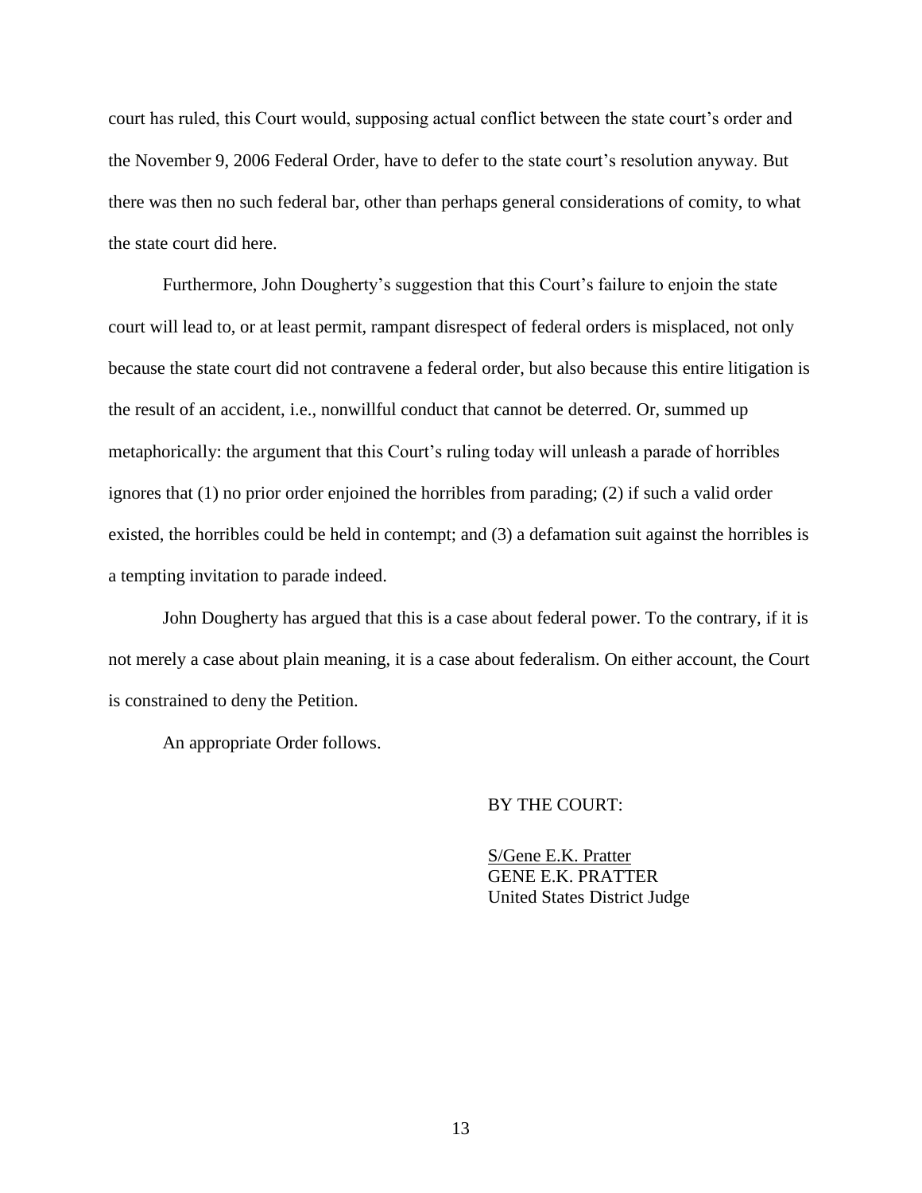court has ruled, this Court would, supposing actual conflict between the state court's order and the November 9, 2006 Federal Order, have to defer to the state court's resolution anyway. But there was then no such federal bar, other than perhaps general considerations of comity, to what the state court did here.

Furthermore, John Dougherty's suggestion that this Court's failure to enjoin the state court will lead to, or at least permit, rampant disrespect of federal orders is misplaced, not only because the state court did not contravene a federal order, but also because this entire litigation is the result of an accident, i.e., nonwillful conduct that cannot be deterred. Or, summed up metaphorically: the argument that this Court's ruling today will unleash a parade of horribles ignores that (1) no prior order enjoined the horribles from parading; (2) if such a valid order existed, the horribles could be held in contempt; and (3) a defamation suit against the horribles is a tempting invitation to parade indeed.

John Dougherty has argued that this is a case about federal power. To the contrary, if it is not merely a case about plain meaning, it is a case about federalism. On either account, the Court is constrained to deny the Petition.

An appropriate Order follows.

BY THE COURT:

S/Gene E.K. Pratter
GENE E.K. PRATTER
United States District Judge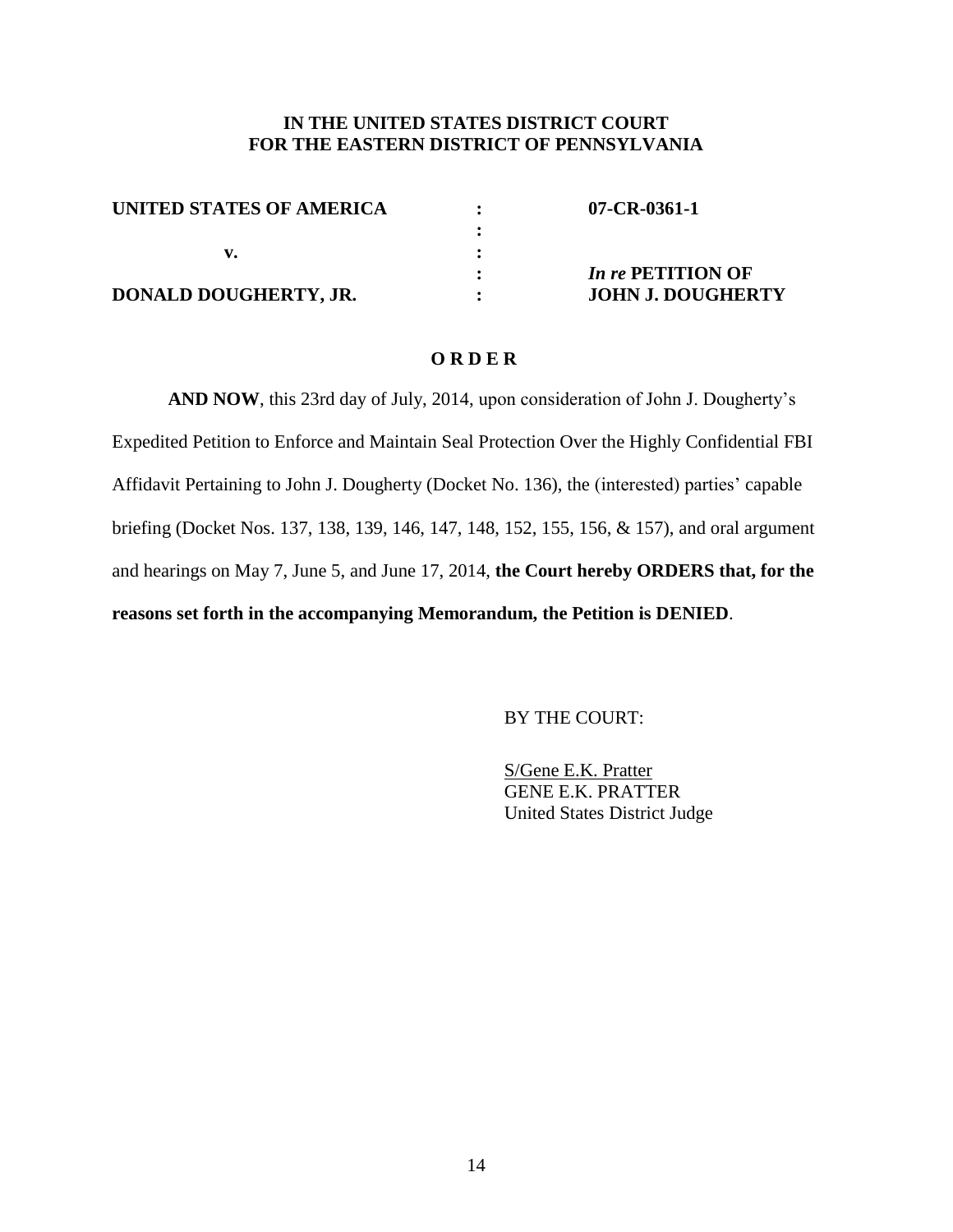**IN THE UNITED STATES DISTRICT COURT**
**FOR THE EASTERN DISTRICT OF PENNSYLVANIA**

| | | |
|---|---|---|
| **UNITED STATES OF AMERICA** | : | **07-CR-0361-1** |
| | : | |
| **v.** | : | |
| | : | ***In re* PETITION OF** |
| **DONALD DOUGHERTY, JR.** | : | **JOHN J. DOUGHERTY** |

**O R D E R**

**AND NOW**, this 23rd day of July, 2014, upon consideration of John J. Dougherty's Expedited Petition to Enforce and Maintain Seal Protection Over the Highly Confidential FBI Affidavit Pertaining to John J. Dougherty (Docket No. 136), the (interested) parties' capable briefing (Docket Nos. 137, 138, 139, 146, 147, 148, 152, 155, 156, & 157), and oral argument and hearings on May 7, June 5, and June 17, 2014, **the Court hereby ORDERS that, for the reasons set forth in the accompanying Memorandum, the Petition is DENIED**.

BY THE COURT:

S/Gene E.K. Pratter
GENE E.K. PRATTER
United States District Judge